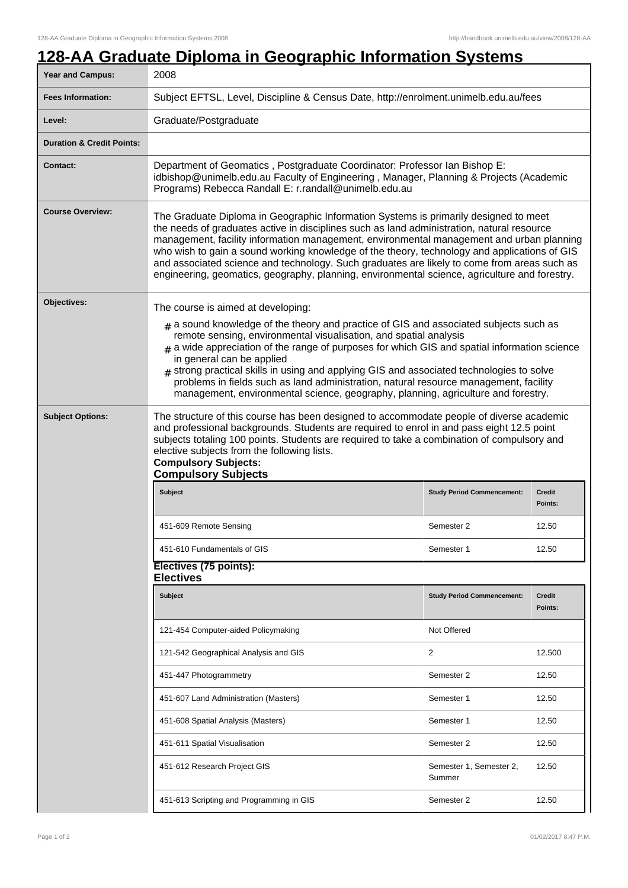# 128-AA Graduate Diploma in Geographic Information Systems

| | |
|---|---|
| **Year and Campus:** | 2008 |
| **Fees Information:** | Subject EFTSL, Level, Discipline & Census Date, http://enrolment.unimelb.edu.au/fees |
| **Level:** | Graduate/Postgraduate |
| **Duration & Credit Points:** | |
| **Contact:** | Department of Geomatics , Postgraduate Coordinator: Professor Ian Bishop E: idbishop@unimelb.edu.au Faculty of Engineering , Manager, Planning & Projects (Academic Programs) Rebecca Randall E: r.randall@unimelb.edu.au |
| **Course Overview:** | The Graduate Diploma in Geographic Information Systems is primarily designed to meet the needs of graduates active in disciplines such as land administration, natural resource management, facility information management, environmental management and urban planning who wish to gain a sound working knowledge of the theory, technology and applications of GIS and associated science and technology. Such graduates are likely to come from areas such as engineering, geomatics, geography, planning, environmental science, agriculture and forestry. |

**Objectives:**

The course is aimed at developing:

- a sound knowledge of the theory and practice of GIS and associated subjects such as remote sensing, environmental visualisation, and spatial analysis
- a wide appreciation of the range of purposes for which GIS and spatial information science in general can be applied
- strong practical skills in using and applying GIS and associated technologies to solve problems in fields such as land administration, natural resource management, facility management, environmental science, geography, planning, agriculture and forestry.

**Subject Options:**

The structure of this course has been designed to accommodate people of diverse academic and professional backgrounds. Students are required to enrol in and pass eight 12.5 point subjects totaling 100 points. Students are required to take a combination of compulsory and elective subjects from the following lists.

**Compulsory Subjects:**

## Compulsory Subjects

| Subject | Study Period Commencement: | Credit Points: |
|---|---|---|
| 451-609 Remote Sensing | Semester 2 | 12.50 |
| 451-610 Fundamentals of GIS | Semester 1 | 12.50 |

**Electives (75 points):**

## Electives

| Subject | Study Period Commencement: | Credit Points: |
|---|---|---|
| 121-454 Computer-aided Policymaking | Not Offered | |
| 121-542 Geographical Analysis and GIS | 2 | 12.500 |
| 451-447 Photogrammetry | Semester 2 | 12.50 |
| 451-607 Land Administration (Masters) | Semester 1 | 12.50 |
| 451-608 Spatial Analysis (Masters) | Semester 1 | 12.50 |
| 451-611 Spatial Visualisation | Semester 2 | 12.50 |
| 451-612 Research Project GIS | Semester 1, Semester 2, Summer | 12.50 |
| 451-613 Scripting and Programming in GIS | Semester 2 | 12.50 |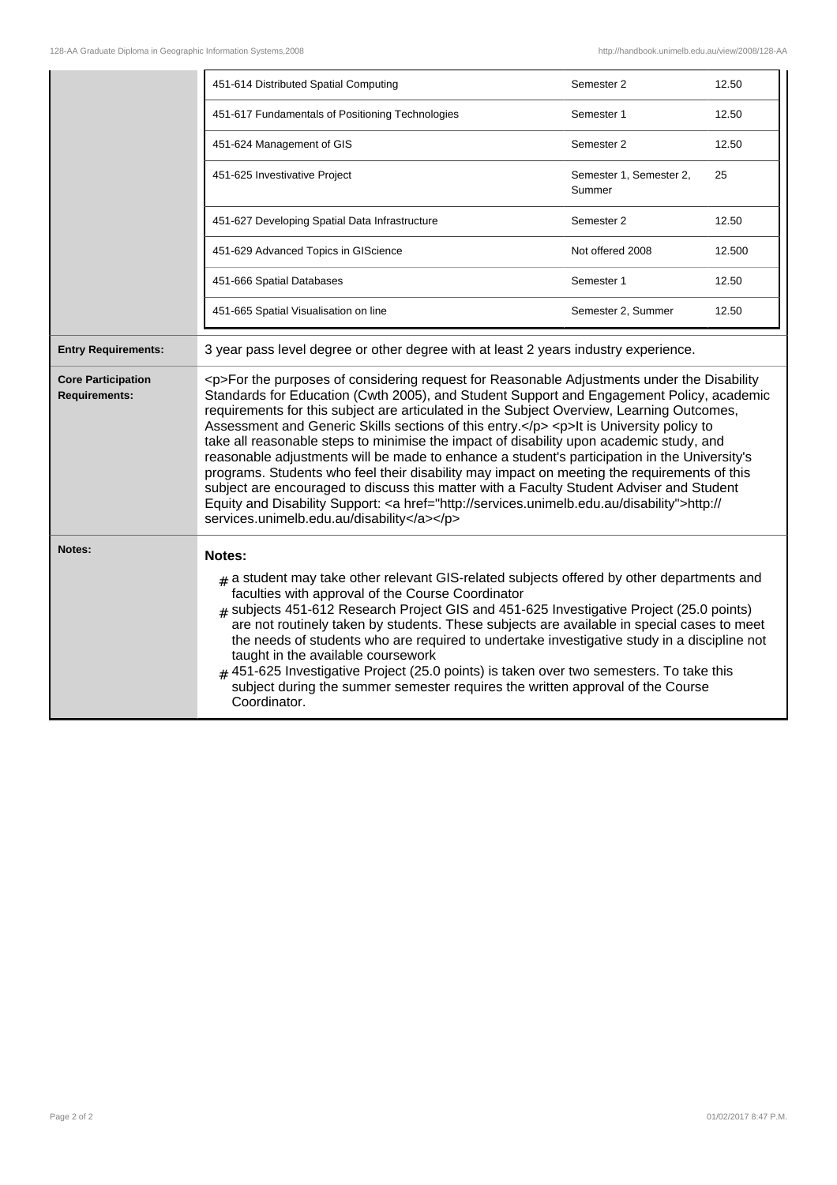| | | | |
|---|---|---|---|
| | 451-614 Distributed Spatial Computing | Semester 2 | 12.50 |
| | 451-617 Fundamentals of Positioning Technologies | Semester 1 | 12.50 |
| | 451-624 Management of GIS | Semester 2 | 12.50 |
| | 451-625 Investivative Project | Semester 1, Semester 2, Summer | 25 |
| | 451-627 Developing Spatial Data Infrastructure | Semester 2 | 12.50 |
| | 451-629 Advanced Topics in GIScience | Not offered 2008 | 12.500 |
| | 451-666 Spatial Databases | Semester 1 | 12.50 |
| | 451-665 Spatial Visualisation on line | Semester 2, Summer | 12.50 |

| | |
|---|---|
| **Entry Requirements:** | 3 year pass level degree or other degree with at least 2 years industry experience. |
| **Core Participation Requirements:** | <p>For the purposes of considering request for Reasonable Adjustments under the Disability Standards for Education (Cwth 2005), and Student Support and Engagement Policy, academic requirements for this subject are articulated in the Subject Overview, Learning Outcomes, Assessment and Generic Skills sections of this entry.</p> <p>It is University policy to take all reasonable steps to minimise the impact of disability upon academic study, and reasonable adjustments will be made to enhance a student's participation in the University's programs. Students who feel their disability may impact on meeting the requirements of this subject are encouraged to discuss this matter with a Faculty Student Adviser and Student Equity and Disability Support: <a href="http://services.unimelb.edu.au/disability">http://services.unimelb.edu.au/disability</a></p> |
| **Notes:** | **Notes:** # a student may take other relevant GIS-related subjects offered by other departments and faculties with approval of the Course Coordinator # subjects 451-612 Research Project GIS and 451-625 Investigative Project (25.0 points) are not routinely taken by students. These subjects are available in special cases to meet the needs of students who are required to undertake investigative study in a discipline not taught in the available coursework # 451-625 Investigative Project (25.0 points) is taken over two semesters. To take this subject during the summer semester requires the written approval of the Course Coordinator. |